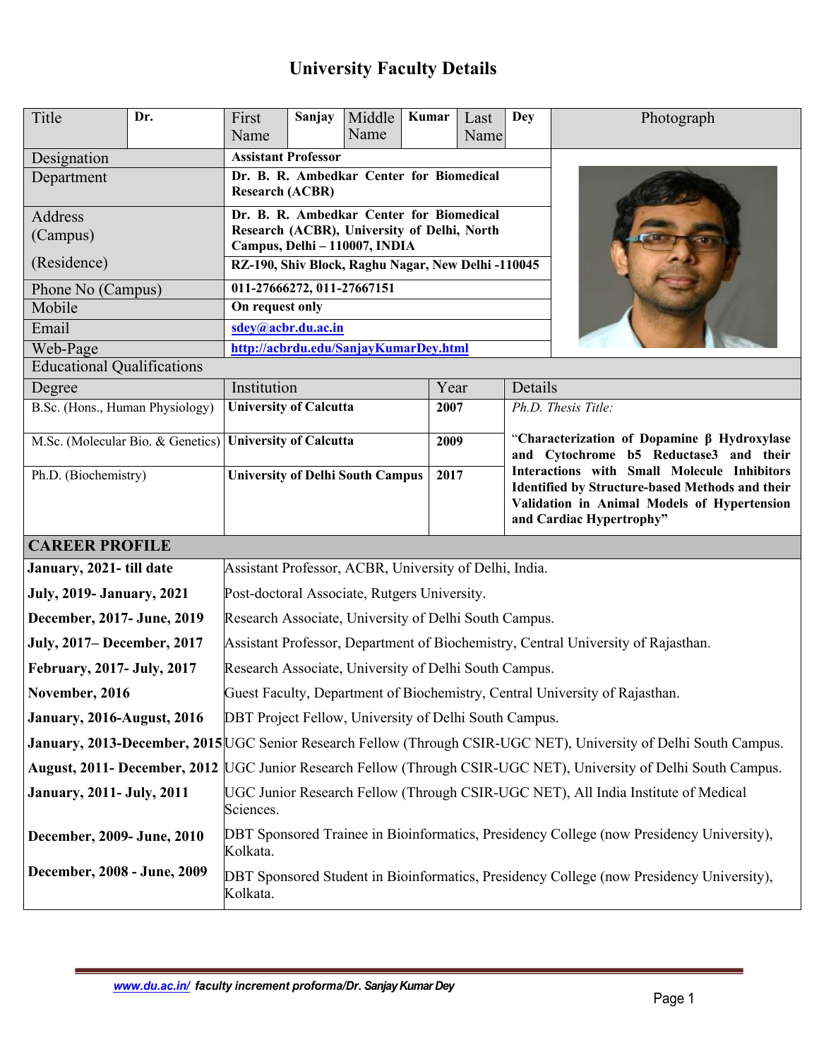# University Faculty Details

| Title | Dr. | First Name | Sanjay | Middle Name | Kumar | Last Name | Dey |
|---|---|---|---|---|---|---|---|
| Designation | Assistant Professor | | | | | | |
| Department | Dr. B. R. Ambedkar Center for Biomedical Research (ACBR) | | | | | | |
| Address (Campus) | Dr. B. R. Ambedkar Center for Biomedical Research (ACBR), University of Delhi, North Campus, Delhi – 110007, INDIA | | | | | | |
| (Residence) | RZ-190, Shiv Block, Raghu Nagar, New Delhi -110045 | | | | | | |
| Phone No (Campus) | 011-27666272, 011-27667151 | | | | | | |
| Mobile | On request only | | | | | | |
| Email | sdey@acbr.du.ac.in | | | | | | |
| Web-Page | http://acbrdu.edu/SanjayKumarDey.html | | | | | | |

## Educational Qualifications

| Degree | Institution | Year | Details |
|---|---|---|---|
| B.Sc. (Hons., Human Physiology) | University of Calcutta | 2007 | *Ph.D. Thesis Title:* |
| M.Sc. (Molecular Bio. & Genetics) | University of Calcutta | 2009 | **"Characterization of Dopamine β Hydroxylase and Cytochrome b5 Reductase3 and their Interactions with Small Molecule Inhibitors Identified by Structure-based Methods and their Validation in Animal Models of Hypertension and Cardiac Hypertrophy"** |
| Ph.D. (Biochemistry) | University of Delhi South Campus | 2017 | |

## CAREER PROFILE

| Period | Position |
|---|---|
| **January, 2021- till date** | Assistant Professor, ACBR, University of Delhi, India. |
| **July, 2019- January, 2021** | Post-doctoral Associate, Rutgers University. |
| **December, 2017- June, 2019** | Research Associate, University of Delhi South Campus. |
| **July, 2017– December, 2017** | Assistant Professor, Department of Biochemistry, Central University of Rajasthan. |
| **February, 2017- July, 2017** | Research Associate, University of Delhi South Campus. |
| **November, 2016** | Guest Faculty, Department of Biochemistry, Central University of Rajasthan. |
| **January, 2016-August, 2016** | DBT Project Fellow, University of Delhi South Campus. |
| **January, 2013-December, 2015** | UGC Senior Research Fellow (Through CSIR-UGC NET), University of Delhi South Campus. |
| **August, 2011- December, 2012** | UGC Junior Research Fellow (Through CSIR-UGC NET), University of Delhi South Campus. |
| **January, 2011- July, 2011** | UGC Junior Research Fellow (Through CSIR-UGC NET), All India Institute of Medical Sciences. |
| **December, 2009- June, 2010** | DBT Sponsored Trainee in Bioinformatics, Presidency College (now Presidency University), Kolkata. |
| **December, 2008 - June, 2009** | DBT Sponsored Student in Bioinformatics, Presidency College (now Presidency University), Kolkata. |

*www.du.ac.in/ faculty increment proforma/Dr. Sanjay Kumar Dey*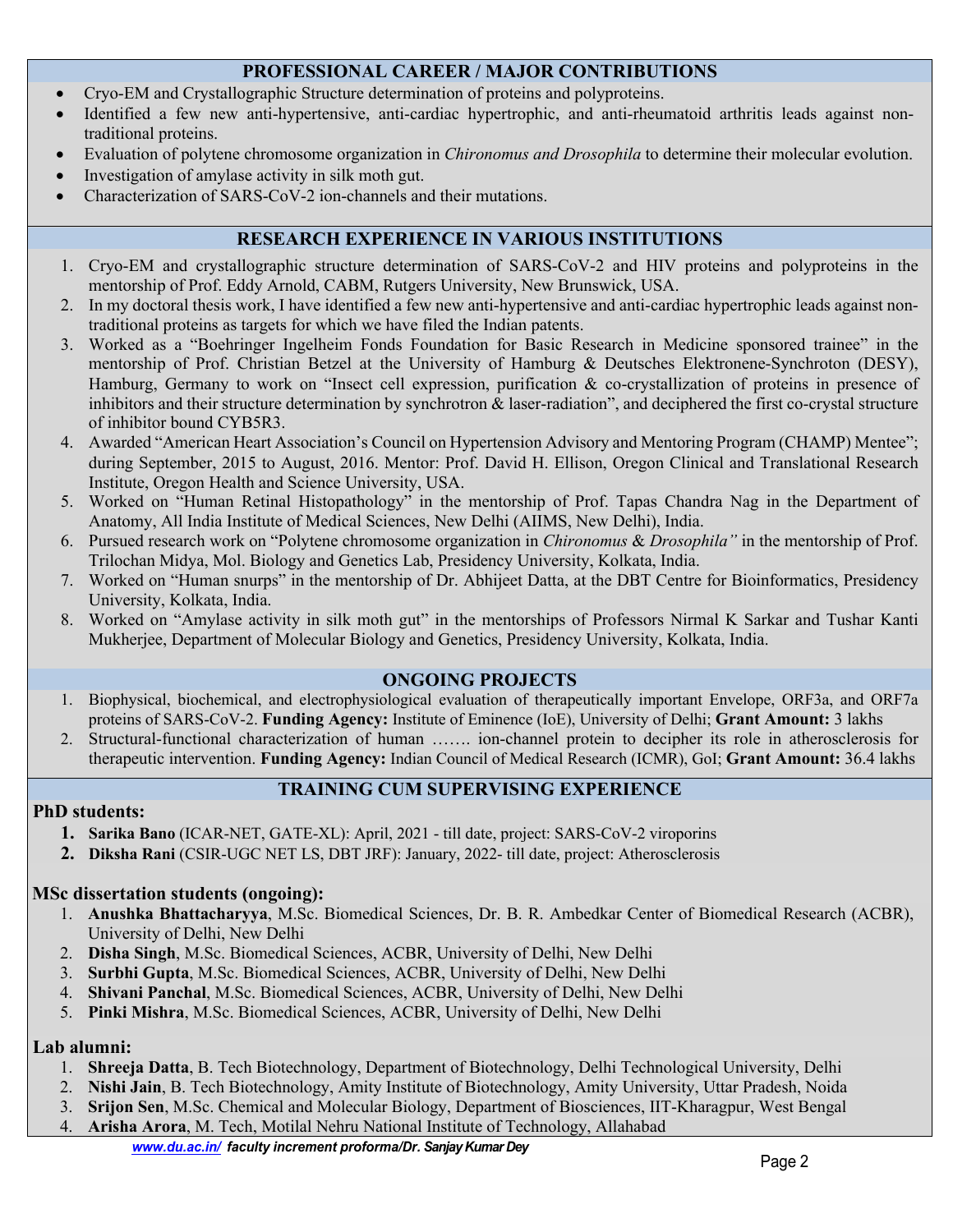## PROFESSIONAL CAREER / MAJOR CONTRIBUTIONS

- Cryo-EM and Crystallographic Structure determination of proteins and polyproteins.
- Identified a few new anti-hypertensive, anti-cardiac hypertrophic, and anti-rheumatoid arthritis leads against non-traditional proteins.
- Evaluation of polytene chromosome organization in *Chironomus and Drosophila* to determine their molecular evolution.
- Investigation of amylase activity in silk moth gut.
- Characterization of SARS-CoV-2 ion-channels and their mutations.

## RESEARCH EXPERIENCE IN VARIOUS INSTITUTIONS

1. Cryo-EM and crystallographic structure determination of SARS-CoV-2 and HIV proteins and polyproteins in the mentorship of Prof. Eddy Arnold, CABM, Rutgers University, New Brunswick, USA.
2. In my doctoral thesis work, I have identified a few new anti-hypertensive and anti-cardiac hypertrophic leads against non-traditional proteins as targets for which we have filed the Indian patents.
3. Worked as a "Boehringer Ingelheim Fonds Foundation for Basic Research in Medicine sponsored trainee" in the mentorship of Prof. Christian Betzel at the University of Hamburg & Deutsches Elektronene-Synchroton (DESY), Hamburg, Germany to work on "Insect cell expression, purification & co-crystallization of proteins in presence of inhibitors and their structure determination by synchrotron & laser-radiation", and deciphered the first co-crystal structure of inhibitor bound CYB5R3.
4. Awarded "American Heart Association's Council on Hypertension Advisory and Mentoring Program (CHAMP) Mentee"; during September, 2015 to August, 2016. Mentor: Prof. David H. Ellison, Oregon Clinical and Translational Research Institute, Oregon Health and Science University, USA.
5. Worked on "Human Retinal Histopathology" in the mentorship of Prof. Tapas Chandra Nag in the Department of Anatomy, All India Institute of Medical Sciences, New Delhi (AIIMS, New Delhi), India.
6. Pursued research work on "Polytene chromosome organization in *Chironomus* & *Drosophila"* in the mentorship of Prof. Trilochan Midya, Mol. Biology and Genetics Lab, Presidency University, Kolkata, India.
7. Worked on "Human snurps" in the mentorship of Dr. Abhijeet Datta, at the DBT Centre for Bioinformatics, Presidency University, Kolkata, India.
8. Worked on "Amylase activity in silk moth gut" in the mentorships of Professors Nirmal K Sarkar and Tushar Kanti Mukherjee, Department of Molecular Biology and Genetics, Presidency University, Kolkata, India.

## ONGOING PROJECTS

1. Biophysical, biochemical, and electrophysiological evaluation of therapeutically important Envelope, ORF3a, and ORF7a proteins of SARS-CoV-2. **Funding Agency:** Institute of Eminence (IoE), University of Delhi; **Grant Amount:** 3 lakhs
2. Structural-functional characterization of human ……. ion-channel protein to decipher its role in atherosclerosis for therapeutic intervention. **Funding Agency:** Indian Council of Medical Research (ICMR), GoI; **Grant Amount:** 36.4 lakhs

## TRAINING CUM SUPERVISING EXPERIENCE

**PhD students:**

1. **Sarika Bano** (ICAR-NET, GATE-XL): April, 2021 - till date, project: SARS-CoV-2 viroporins
2. **Diksha Rani** (CSIR-UGC NET LS, DBT JRF): January, 2022- till date, project: Atherosclerosis

**MSc dissertation students (ongoing):**

1. **Anushka Bhattacharyya**, M.Sc. Biomedical Sciences, Dr. B. R. Ambedkar Center of Biomedical Research (ACBR), University of Delhi, New Delhi
2. **Disha Singh**, M.Sc. Biomedical Sciences, ACBR, University of Delhi, New Delhi
3. **Surbhi Gupta**, M.Sc. Biomedical Sciences, ACBR, University of Delhi, New Delhi
4. **Shivani Panchal**, M.Sc. Biomedical Sciences, ACBR, University of Delhi, New Delhi
5. **Pinki Mishra**, M.Sc. Biomedical Sciences, ACBR, University of Delhi, New Delhi

**Lab alumni:**

1. **Shreeja Datta**, B. Tech Biotechnology, Department of Biotechnology, Delhi Technological University, Delhi
2. **Nishi Jain**, B. Tech Biotechnology, Amity Institute of Biotechnology, Amity University, Uttar Pradesh, Noida
3. **Srijon Sen**, M.Sc. Chemical and Molecular Biology, Department of Biosciences, IIT-Kharagpur, West Bengal
4. **Arisha Arora**, M. Tech, Motilal Nehru National Institute of Technology, Allahabad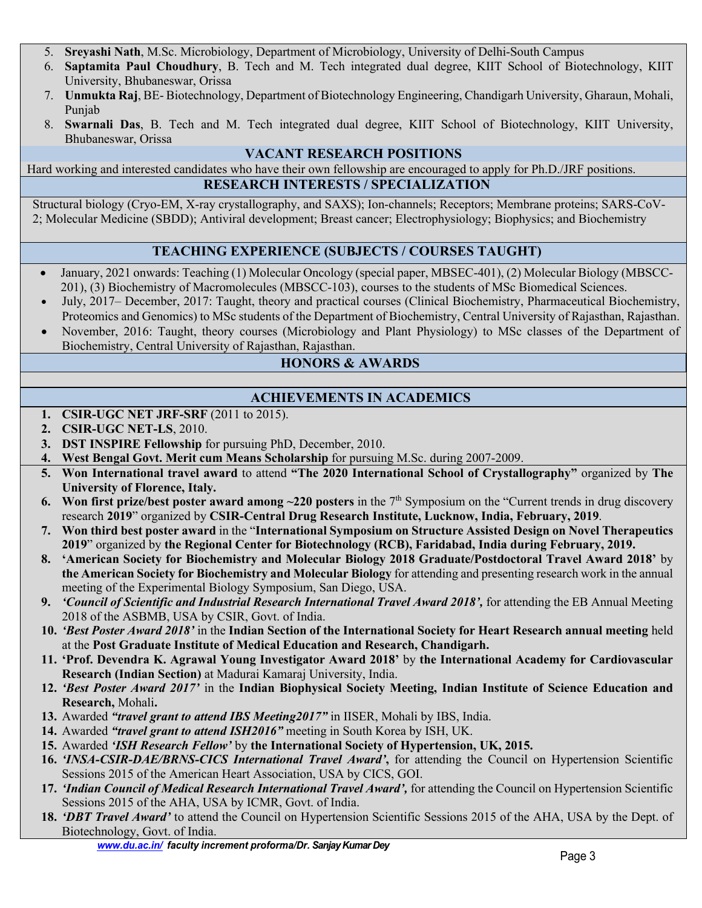5. **Sreyashi Nath**, M.Sc. Microbiology, Department of Microbiology, University of Delhi-South Campus
6. **Saptamita Paul Choudhury**, B. Tech and M. Tech integrated dual degree, KIIT School of Biotechnology, KIIT University, Bhubaneswar, Orissa
7. **Unmukta Raj**, BE- Biotechnology, Department of Biotechnology Engineering, Chandigarh University, Gharaun, Mohali, Punjab
8. **Swarnali Das**, B. Tech and M. Tech integrated dual degree, KIIT School of Biotechnology, KIIT University, Bhubaneswar, Orissa

## VACANT RESEARCH POSITIONS

Hard working and interested candidates who have their own fellowship are encouraged to apply for Ph.D./JRF positions.

## RESEARCH INTERESTS / SPECIALIZATION

Structural biology (Cryo-EM, X-ray crystallography, and SAXS); Ion-channels; Receptors; Membrane proteins; SARS-CoV-2; Molecular Medicine (SBDD); Antiviral development; Breast cancer; Electrophysiology; Biophysics; and Biochemistry

## TEACHING EXPERIENCE (SUBJECTS / COURSES TAUGHT)

- January, 2021 onwards: Teaching (1) Molecular Oncology (special paper, MBSEC-401), (2) Molecular Biology (MBSCC-201), (3) Biochemistry of Macromolecules (MBSCC-103), courses to the students of MSc Biomedical Sciences.
- July, 2017– December, 2017: Taught, theory and practical courses (Clinical Biochemistry, Pharmaceutical Biochemistry, Proteomics and Genomics) to MSc students of the Department of Biochemistry, Central University of Rajasthan, Rajasthan.
- November, 2016: Taught, theory courses (Microbiology and Plant Physiology) to MSc classes of the Department of Biochemistry, Central University of Rajasthan, Rajasthan.

## HONORS & AWARDS

## ACHIEVEMENTS IN ACADEMICS

1. **CSIR-UGC NET JRF-SRF** (2011 to 2015).
2. **CSIR-UGC NET-LS**, 2010.
3. **DST INSPIRE Fellowship** for pursuing PhD, December, 2010.
4. **West Bengal Govt. Merit cum Means Scholarship** for pursuing M.Sc. during 2007-2009.
5. **Won International travel award** to attend **"The 2020 International School of Crystallography"** organized by **The University of Florence, Italy.**
6. **Won first prize/best poster award among ~220 posters** in the 7th Symposium on the "Current trends in drug discovery research **2019**" organized by **CSIR-Central Drug Research Institute, Lucknow, India, February, 2019**.
7. **Won third best poster award** in the "**International Symposium on Structure Assisted Design on Novel Therapeutics 2019**" organized by **the Regional Center for Biotechnology (RCB), Faridabad, India during February, 2019.**
8. **'American Society for Biochemistry and Molecular Biology 2018 Graduate/Postdoctoral Travel Award 2018'** by **the American Society for Biochemistry and Molecular Biology** for attending and presenting research work in the annual meeting of the Experimental Biology Symposium, San Diego, USA.
9. ***'Council of Scientific and Industrial Research International Travel Award 2018',*** for attending the EB Annual Meeting 2018 of the ASBMB, USA by CSIR, Govt. of India.
10. ***'Best Poster Award 2018'*** in the **Indian Section of the International Society for Heart Research annual meeting** held at the **Post Graduate Institute of Medical Education and Research, Chandigarh.**
11. **'Prof. Devendra K. Agrawal Young Investigator Award 2018'** by **the International Academy for Cardiovascular Research (Indian Section)** at Madurai Kamaraj University, India.
12. ***'Best Poster Award 2017'*** in the **Indian Biophysical Society Meeting, Indian Institute of Science Education and Research,** Mohali**.**
13. Awarded ***"travel grant to attend IBS Meeting2017"*** in IISER, Mohali by IBS, India.
14. Awarded ***"travel grant to attend ISH2016"*** meeting in South Korea by ISH, UK.
15. Awarded ***'ISH Research Fellow'*** by **the International Society of Hypertension, UK, 2015.**
16. ***'INSA-CSIR-DAE/BRNS-CICS International Travel Award'***, for attending the Council on Hypertension Scientific Sessions 2015 of the American Heart Association, USA by CICS, GOI.
17. ***'Indian Council of Medical Research International Travel Award',*** for attending the Council on Hypertension Scientific Sessions 2015 of the AHA, USA by ICMR, Govt. of India.
18. ***'DBT Travel Award'*** to attend the Council on Hypertension Scientific Sessions 2015 of the AHA, USA by the Dept. of Biotechnology, Govt. of India.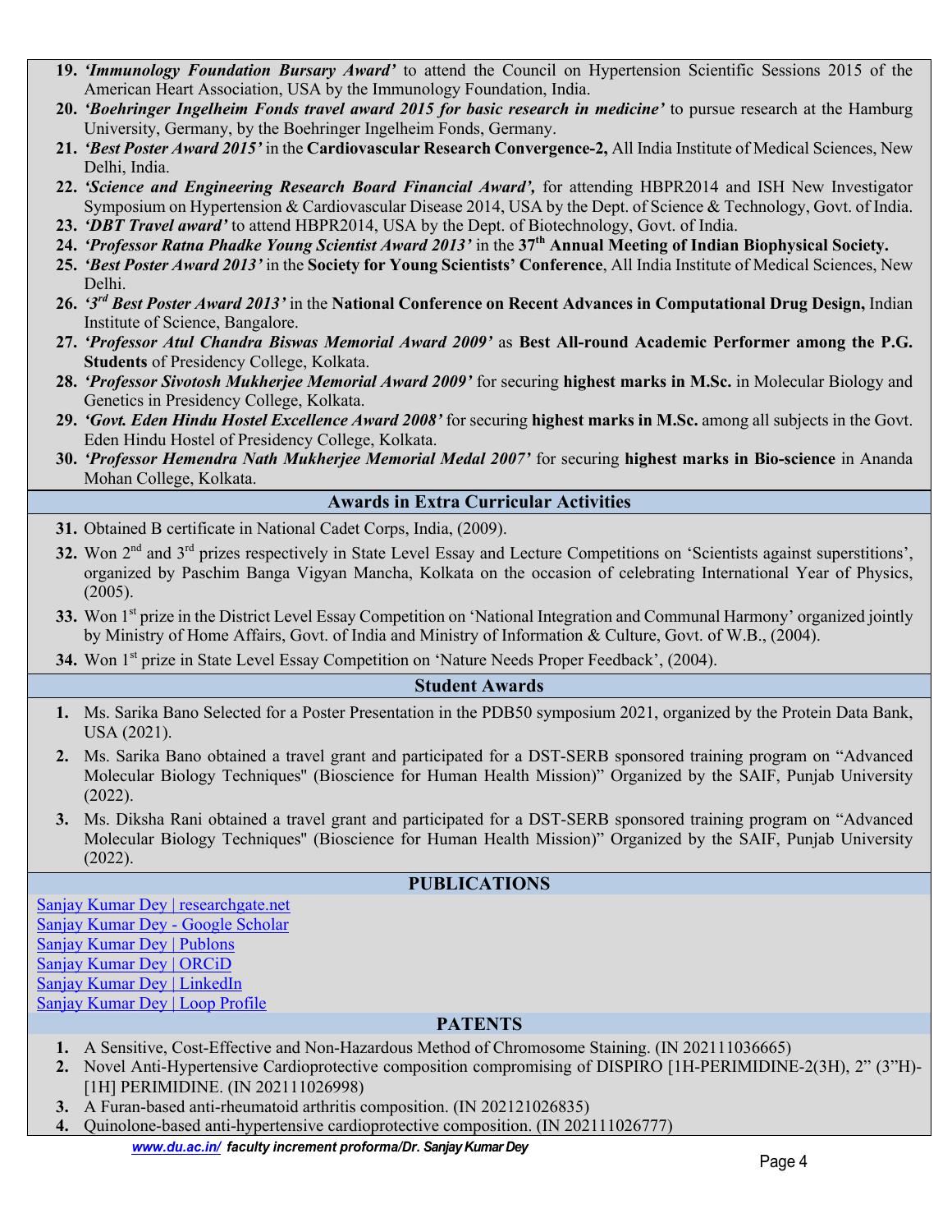19. ***'Immunology Foundation Bursary Award'*** to attend the Council on Hypertension Scientific Sessions 2015 of the American Heart Association, USA by the Immunology Foundation, India.
20. ***'Boehringer Ingelheim Fonds travel award 2015 for basic research in medicine'*** to pursue research at the Hamburg University, Germany, by the Boehringer Ingelheim Fonds, Germany.
21. ***'Best Poster Award 2015'*** in the **Cardiovascular Research Convergence-2,** All India Institute of Medical Sciences, New Delhi, India.
22. ***'Science and Engineering Research Board Financial Award',*** for attending HBPR2014 and ISH New Investigator Symposium on Hypertension & Cardiovascular Disease 2014, USA by the Dept. of Science & Technology, Govt. of India.
23. ***'DBT Travel award'*** to attend HBPR2014, USA by the Dept. of Biotechnology, Govt. of India.
24. ***'Professor Ratna Phadke Young Scientist Award 2013'*** in the **37th Annual Meeting of Indian Biophysical Society.**
25. ***'Best Poster Award 2013'*** in the **Society for Young Scientists' Conference**, All India Institute of Medical Sciences, New Delhi.
26. ***'3rd Best Poster Award 2013'*** in the **National Conference on Recent Advances in Computational Drug Design,** Indian Institute of Science, Bangalore.
27. ***'Professor Atul Chandra Biswas Memorial Award 2009'*** as **Best All-round Academic Performer among the P.G. Students** of Presidency College, Kolkata.
28. ***'Professor Sivotosh Mukherjee Memorial Award 2009'*** for securing **highest marks in M.Sc.** in Molecular Biology and Genetics in Presidency College, Kolkata.
29. ***'Govt. Eden Hindu Hostel Excellence Award 2008'*** for securing **highest marks in M.Sc.** among all subjects in the Govt. Eden Hindu Hostel of Presidency College, Kolkata.
30. ***'Professor Hemendra Nath Mukherjee Memorial Medal 2007'*** for securing **highest marks in Bio-science** in Ananda Mohan College, Kolkata.

## Awards in Extra Curricular Activities

31. Obtained B certificate in National Cadet Corps, India, (2009).
32. Won 2nd and 3rd prizes respectively in State Level Essay and Lecture Competitions on 'Scientists against superstitions', organized by Paschim Banga Vigyan Mancha, Kolkata on the occasion of celebrating International Year of Physics, (2005).
33. Won 1st prize in the District Level Essay Competition on 'National Integration and Communal Harmony' organized jointly by Ministry of Home Affairs, Govt. of India and Ministry of Information & Culture, Govt. of W.B., (2004).
34. Won 1st prize in State Level Essay Competition on 'Nature Needs Proper Feedback', (2004).

## Student Awards

1. Ms. Sarika Bano Selected for a Poster Presentation in the PDB50 symposium 2021, organized by the Protein Data Bank, USA (2021).
2. Ms. Sarika Bano obtained a travel grant and participated for a DST-SERB sponsored training program on "Advanced Molecular Biology Techniques" (Bioscience for Human Health Mission)" Organized by the SAIF, Punjab University (2022).
3. Ms. Diksha Rani obtained a travel grant and participated for a DST-SERB sponsored training program on "Advanced Molecular Biology Techniques" (Bioscience for Human Health Mission)" Organized by the SAIF, Punjab University (2022).

## PUBLICATIONS

Sanjay Kumar Dey | researchgate.net
Sanjay Kumar Dey - Google Scholar
Sanjay Kumar Dey | Publons
Sanjay Kumar Dey | ORCiD
Sanjay Kumar Dey | LinkedIn
Sanjay Kumar Dey | Loop Profile

## PATENTS

1. A Sensitive, Cost-Effective and Non-Hazardous Method of Chromosome Staining. (IN 202111036665)
2. Novel Anti-Hypertensive Cardioprotective composition compromising of DISPIRO [1H-PERIMIDINE-2(3H), 2" (3"H)-[1H] PERIMIDINE. (IN 202111026998)
3. A Furan-based anti-rheumatoid arthritis composition. (IN 202121026835)
4. Quinolone-based anti-hypertensive cardioprotective composition. (IN 202111026777)

*www.du.ac.in/ faculty increment proforma/Dr. Sanjay Kumar Dey*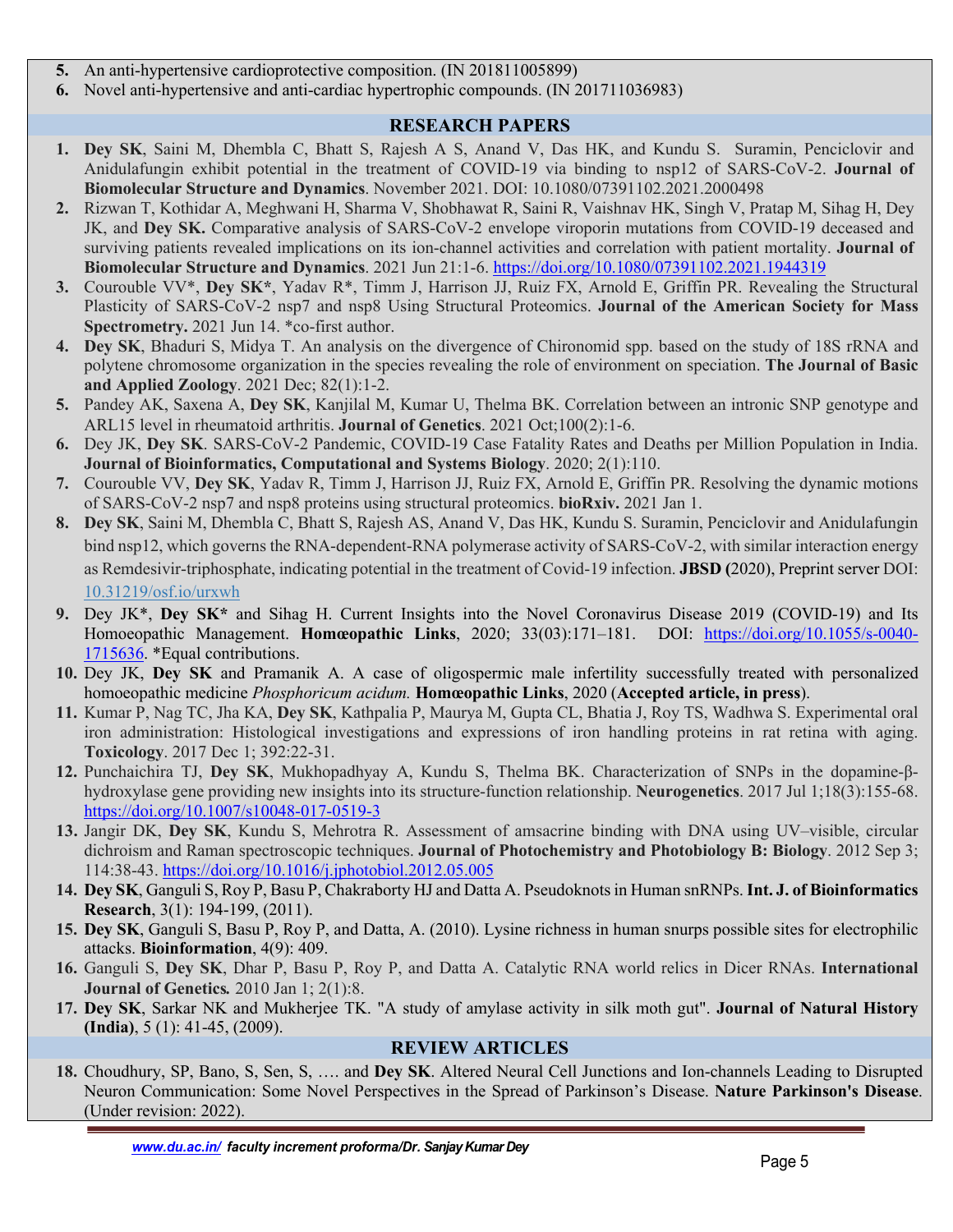5. An anti-hypertensive cardioprotective composition. (IN 201811005899)
6. Novel anti-hypertensive and anti-cardiac hypertrophic compounds. (IN 201711036983)

## RESEARCH PAPERS

1. **Dey SK**, Saini M, Dhembla C, Bhatt S, Rajesh A S, Anand V, Das HK, and Kundu S. Suramin, Penciclovir and Anidulafungin exhibit potential in the treatment of COVID-19 via binding to nsp12 of SARS-CoV-2. **Journal of Biomolecular Structure and Dynamics**. November 2021. DOI: 10.1080/07391102.2021.2000498
2. Rizwan T, Kothidar A, Meghwani H, Sharma V, Shobhawat R, Saini R, Vaishnav HK, Singh V, Pratap M, Sihag H, Dey JK, and **Dey SK.** Comparative analysis of SARS-CoV-2 envelope viroporin mutations from COVID-19 deceased and surviving patients revealed implications on its ion-channel activities and correlation with patient mortality. **Journal of Biomolecular Structure and Dynamics**. 2021 Jun 21:1-6. https://doi.org/10.1080/07391102.2021.1944319
3. Courouble VV*, **Dey SK***, Yadav R*, Timm J, Harrison JJ, Ruiz FX, Arnold E, Griffin PR. Revealing the Structural Plasticity of SARS-CoV-2 nsp7 and nsp8 Using Structural Proteomics. **Journal of the American Society for Mass Spectrometry.** 2021 Jun 14. *co-first author.
4. **Dey SK**, Bhaduri S, Midya T. An analysis on the divergence of Chironomid spp. based on the study of 18S rRNA and polytene chromosome organization in the species revealing the role of environment on speciation. **The Journal of Basic and Applied Zoology**. 2021 Dec; 82(1):1-2.
5. Pandey AK, Saxena A, **Dey SK**, Kanjilal M, Kumar U, Thelma BK. Correlation between an intronic SNP genotype and ARL15 level in rheumatoid arthritis. **Journal of Genetics**. 2021 Oct;100(2):1-6.
6. Dey JK, **Dey SK**. SARS-CoV-2 Pandemic, COVID-19 Case Fatality Rates and Deaths per Million Population in India. **Journal of Bioinformatics, Computational and Systems Biology**. 2020; 2(1):110.
7. Courouble VV, **Dey SK**, Yadav R, Timm J, Harrison JJ, Ruiz FX, Arnold E, Griffin PR. Resolving the dynamic motions of SARS-CoV-2 nsp7 and nsp8 proteins using structural proteomics. **bioRxiv.** 2021 Jan 1.
8. **Dey SK**, Saini M, Dhembla C, Bhatt S, Rajesh AS, Anand V, Das HK, Kundu S. Suramin, Penciclovir and Anidulafungin bind nsp12, which governs the RNA-dependent-RNA polymerase activity of SARS-CoV-2, with similar interaction energy as Remdesivir-triphosphate, indicating potential in the treatment of Covid-19 infection. **JBSD (**2020), Preprint server DOI: 10.31219/osf.io/urxwh
9. Dey JK*, **Dey SK*** and Sihag H. Current Insights into the Novel Coronavirus Disease 2019 (COVID-19) and Its Homoeopathic Management. **Homœopathic Links**, 2020; 33(03):171–181. DOI: https://doi.org/10.1055/s-0040-1715636. *Equal contributions.
10. Dey JK, **Dey SK** and Pramanik A. A case of oligospermic male infertility successfully treated with personalized homoeopathic medicine *Phosphoricum acidum.* **Homœopathic Links**, 2020 (**Accepted article, in press**).
11. Kumar P, Nag TC, Jha KA, **Dey SK**, Kathpalia P, Maurya M, Gupta CL, Bhatia J, Roy TS, Wadhwa S. Experimental oral iron administration: Histological investigations and expressions of iron handling proteins in rat retina with aging. **Toxicology**. 2017 Dec 1; 392:22-31.
12. Punchaichira TJ, **Dey SK**, Mukhopadhyay A, Kundu S, Thelma BK. Characterization of SNPs in the dopamine-β-hydroxylase gene providing new insights into its structure-function relationship. **Neurogenetics**. 2017 Jul 1;18(3):155-68. https://doi.org/10.1007/s10048-017-0519-3
13. Jangir DK, **Dey SK**, Kundu S, Mehrotra R. Assessment of amsacrine binding with DNA using UV–visible, circular dichroism and Raman spectroscopic techniques. **Journal of Photochemistry and Photobiology B: Biology**. 2012 Sep 3; 114:38-43. https://doi.org/10.1016/j.jphotobiol.2012.05.005
14. **Dey SK**, Ganguli S, Roy P, Basu P, Chakraborty HJ and Datta A. Pseudoknots in Human snRNPs. **Int. J. of Bioinformatics Research**, 3(1): 194-199, (2011).
15. **Dey SK**, Ganguli S, Basu P, Roy P, and Datta, A. (2010). Lysine richness in human snurps possible sites for electrophilic attacks. **Bioinformation**, 4(9): 409.
16. Ganguli S, **Dey SK**, Dhar P, Basu P, Roy P, and Datta A. Catalytic RNA world relics in Dicer RNAs. **International Journal of Genetics.** 2010 Jan 1; 2(1):8.
17. **Dey SK**, Sarkar NK and Mukherjee TK. "A study of amylase activity in silk moth gut". **Journal of Natural History (India)**, 5 (1): 41-45, (2009).

## REVIEW ARTICLES

18. Choudhury, SP, Bano, S, Sen, S, …. and **Dey SK**. Altered Neural Cell Junctions and Ion-channels Leading to Disrupted Neuron Communication: Some Novel Perspectives in the Spread of Parkinson's Disease. **Nature Parkinson's Disease**. (Under revision: 2022).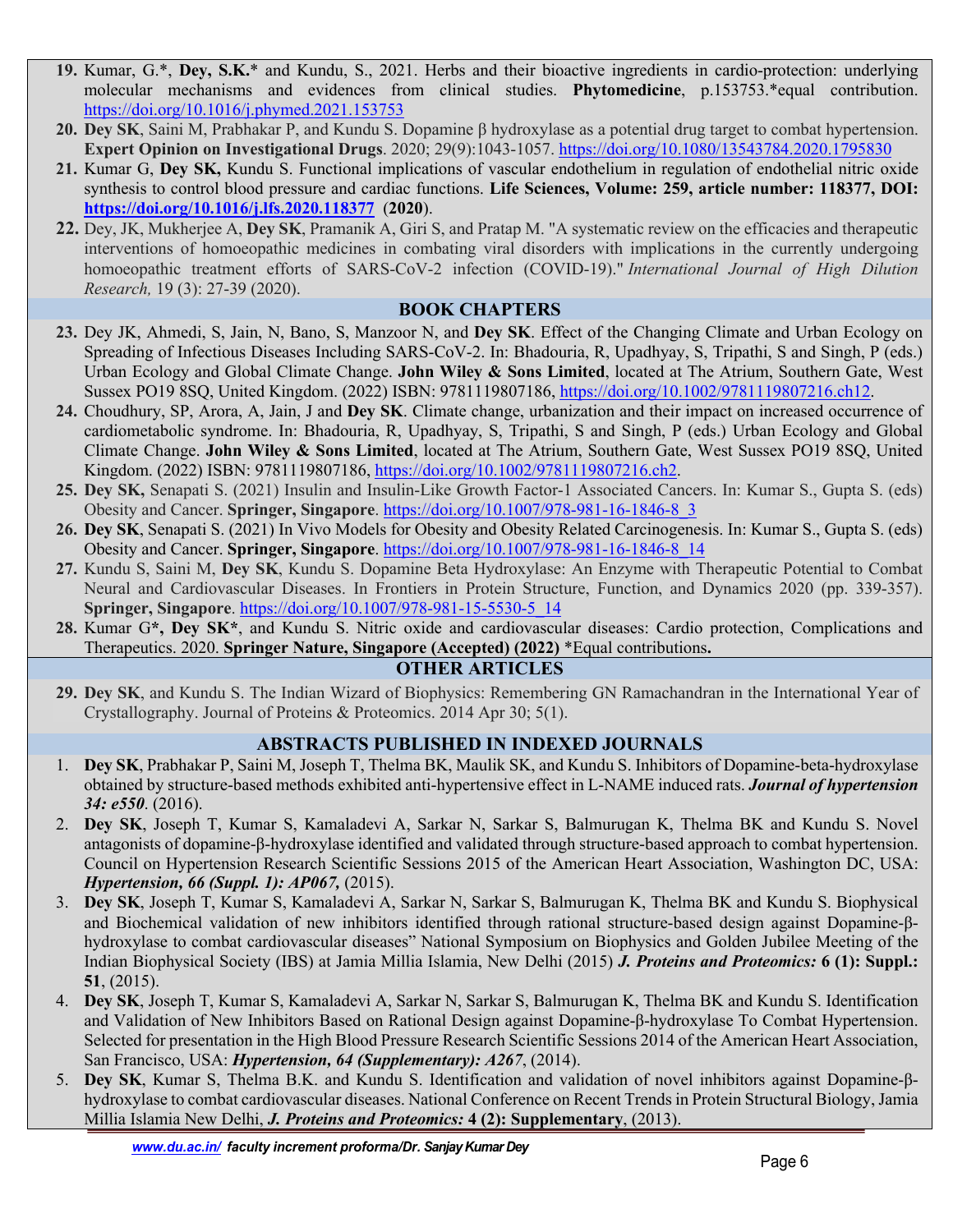19. Kumar, G.*, **Dey, S.K.*** and Kundu, S., 2021. Herbs and their bioactive ingredients in cardio-protection: underlying molecular mechanisms and evidences from clinical studies. **Phytomedicine**, p.153753.*equal contribution. https://doi.org/10.1016/j.phymed.2021.153753
20. **Dey SK**, Saini M, Prabhakar P, and Kundu S. Dopamine β hydroxylase as a potential drug target to combat hypertension. **Expert Opinion on Investigational Drugs**. 2020; 29(9):1043-1057. https://doi.org/10.1080/13543784.2020.1795830
21. Kumar G, **Dey SK,** Kundu S. Functional implications of vascular endothelium in regulation of endothelial nitric oxide synthesis to control blood pressure and cardiac functions. **Life Sciences, Volume: 259, article number: 118377, DOI: https://doi.org/10.1016/j.lfs.2020.118377** (**2020**).
22. Dey, JK, Mukherjee A, **Dey SK**, Pramanik A, Giri S, and Pratap M. "A systematic review on the efficacies and therapeutic interventions of homoeopathic medicines in combating viral disorders with implications in the currently undergoing homoeopathic treatment efforts of SARS-CoV-2 infection (COVID-19)." *International Journal of High Dilution Research,* 19 (3): 27-39 (2020).

## BOOK CHAPTERS

23. Dey JK, Ahmedi, S, Jain, N, Bano, S, Manzoor N, and **Dey SK**. Effect of the Changing Climate and Urban Ecology on Spreading of Infectious Diseases Including SARS-CoV-2. In: Bhadouria, R, Upadhyay, S, Tripathi, S and Singh, P (eds.) Urban Ecology and Global Climate Change. **John Wiley & Sons Limited**, located at The Atrium, Southern Gate, West Sussex PO19 8SQ, United Kingdom. (2022) ISBN: 9781119807186, https://doi.org/10.1002/9781119807216.ch12.
24. Choudhury, SP, Arora, A, Jain, J and **Dey SK**. Climate change, urbanization and their impact on increased occurrence of cardiometabolic syndrome. In: Bhadouria, R, Upadhyay, S, Tripathi, S and Singh, P (eds.) Urban Ecology and Global Climate Change. **John Wiley & Sons Limited**, located at The Atrium, Southern Gate, West Sussex PO19 8SQ, United Kingdom. (2022) ISBN: 9781119807186, https://doi.org/10.1002/9781119807216.ch2.
25. **Dey SK,** Senapati S. (2021) Insulin and Insulin-Like Growth Factor-1 Associated Cancers. In: Kumar S., Gupta S. (eds) Obesity and Cancer. **Springer, Singapore**. https://doi.org/10.1007/978-981-16-1846-8_3
26. **Dey SK**, Senapati S. (2021) In Vivo Models for Obesity and Obesity Related Carcinogenesis. In: Kumar S., Gupta S. (eds) Obesity and Cancer. **Springer, Singapore**. https://doi.org/10.1007/978-981-16-1846-8_14
27. Kundu S, Saini M, **Dey SK**, Kundu S. Dopamine Beta Hydroxylase: An Enzyme with Therapeutic Potential to Combat Neural and Cardiovascular Diseases. In Frontiers in Protein Structure, Function, and Dynamics 2020 (pp. 339-357). **Springer, Singapore**. https://doi.org/10.1007/978-981-15-5530-5_14
28. Kumar G**\*, Dey SK\***, and Kundu S. Nitric oxide and cardiovascular diseases: Cardio protection, Complications and Therapeutics. 2020. **Springer Nature, Singapore (Accepted) (2022)** *Equal contributions**.**

## OTHER ARTICLES

29. **Dey SK**, and Kundu S. The Indian Wizard of Biophysics: Remembering GN Ramachandran in the International Year of Crystallography. Journal of Proteins & Proteomics. 2014 Apr 30; 5(1).

## ABSTRACTS PUBLISHED IN INDEXED JOURNALS

1. **Dey SK**, Prabhakar P, Saini M, Joseph T, Thelma BK, Maulik SK, and Kundu S. Inhibitors of Dopamine-beta-hydroxylase obtained by structure-based methods exhibited anti-hypertensive effect in L-NAME induced rats. ***Journal of hypertension 34: e550***. (2016).
2. **Dey SK**, Joseph T, Kumar S, Kamaladevi A, Sarkar N, Sarkar S, Balmurugan K, Thelma BK and Kundu S. Novel antagonists of dopamine-β-hydroxylase identified and validated through structure-based approach to combat hypertension. Council on Hypertension Research Scientific Sessions 2015 of the American Heart Association, Washington DC, USA: ***Hypertension, 66 (Suppl. 1): AP067,*** (2015).
3. **Dey SK**, Joseph T, Kumar S, Kamaladevi A, Sarkar N, Sarkar S, Balmurugan K, Thelma BK and Kundu S. Biophysical and Biochemical validation of new inhibitors identified through rational structure-based design against Dopamine-β-hydroxylase to combat cardiovascular diseases" National Symposium on Biophysics and Golden Jubilee Meeting of the Indian Biophysical Society (IBS) at Jamia Millia Islamia, New Delhi (2015) ***J. Proteins and Proteomics:*** **6 (1): Suppl.: 51**, (2015).
4. **Dey SK**, Joseph T, Kumar S, Kamaladevi A, Sarkar N, Sarkar S, Balmurugan K, Thelma BK and Kundu S. Identification and Validation of New Inhibitors Based on Rational Design against Dopamine-β-hydroxylase To Combat Hypertension. Selected for presentation in the High Blood Pressure Research Scientific Sessions 2014 of the American Heart Association, San Francisco, USA: ***Hypertension, 64 (Supplementary): A267***, (2014).
5. **Dey SK**, Kumar S, Thelma B.K. and Kundu S. Identification and validation of novel inhibitors against Dopamine-β-hydroxylase to combat cardiovascular diseases. National Conference on Recent Trends in Protein Structural Biology, Jamia Millia Islamia New Delhi, ***J. Proteins and Proteomics:*** **4 (2): Supplementary**, (2013).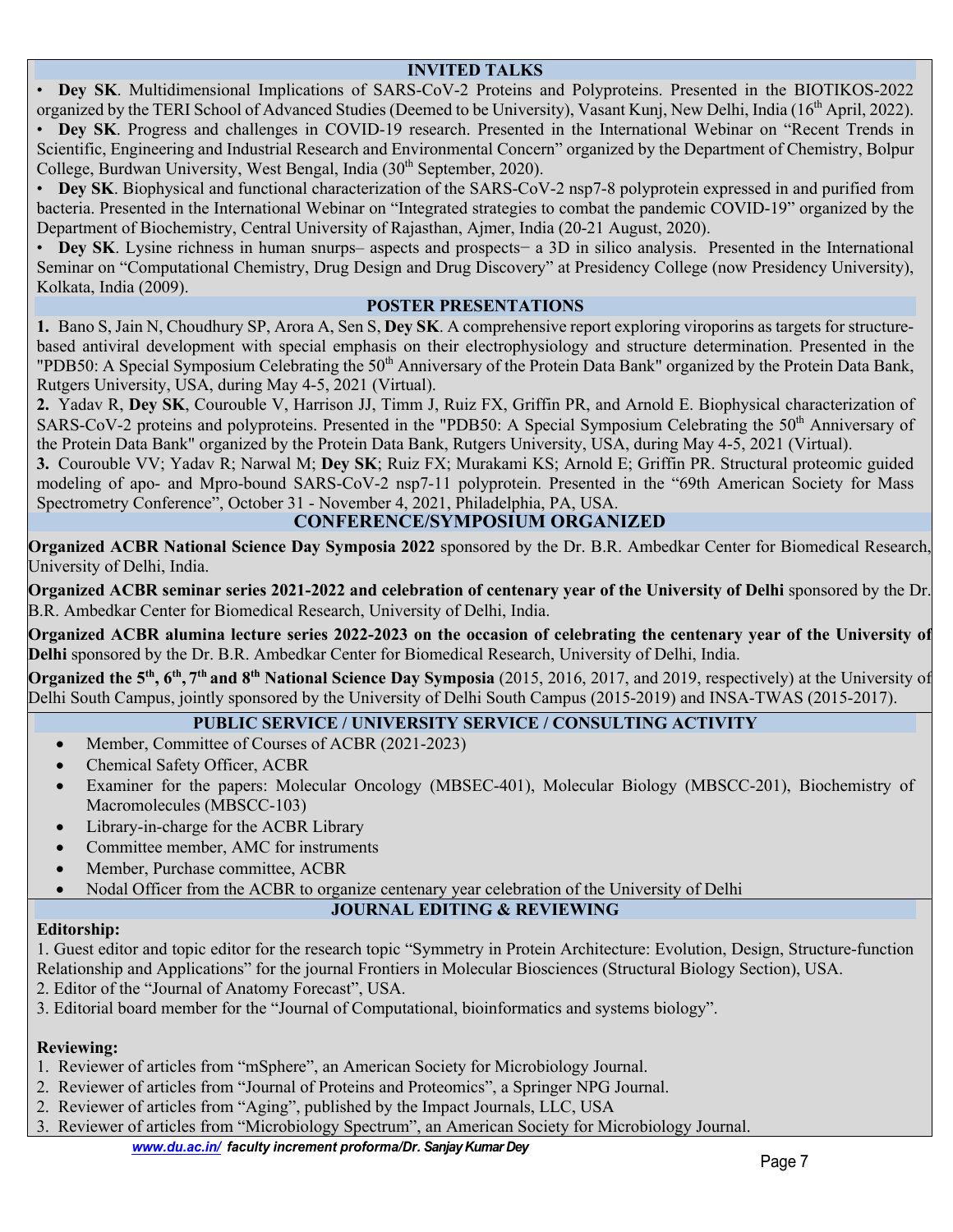## INVITED TALKS

- **Dey SK**. Multidimensional Implications of SARS-CoV-2 Proteins and Polyproteins. Presented in the BIOTIKOS-2022 organized by the TERI School of Advanced Studies (Deemed to be University), Vasant Kunj, New Delhi, India (16th April, 2022).
- **Dey SK**. Progress and challenges in COVID-19 research. Presented in the International Webinar on "Recent Trends in Scientific, Engineering and Industrial Research and Environmental Concern" organized by the Department of Chemistry, Bolpur College, Burdwan University, West Bengal, India (30th September, 2020).
- **Dey SK**. Biophysical and functional characterization of the SARS-CoV-2 nsp7-8 polyprotein expressed in and purified from bacteria. Presented in the International Webinar on "Integrated strategies to combat the pandemic COVID-19" organized by the Department of Biochemistry, Central University of Rajasthan, Ajmer, India (20-21 August, 2020).
- **Dey SK**. Lysine richness in human snurps– aspects and prospects− a 3D in silico analysis. Presented in the International Seminar on "Computational Chemistry, Drug Design and Drug Discovery" at Presidency College (now Presidency University), Kolkata, India (2009).

## POSTER PRESENTATIONS

**1.** Bano S, Jain N, Choudhury SP, Arora A, Sen S, **Dey SK**. A comprehensive report exploring viroporins as targets for structure-based antiviral development with special emphasis on their electrophysiology and structure determination. Presented in the "PDB50: A Special Symposium Celebrating the 50th Anniversary of the Protein Data Bank" organized by the Protein Data Bank, Rutgers University, USA, during May 4-5, 2021 (Virtual).

**2.** Yadav R, **Dey SK**, Courouble V, Harrison JJ, Timm J, Ruiz FX, Griffin PR, and Arnold E. Biophysical characterization of SARS-CoV-2 proteins and polyproteins. Presented in the "PDB50: A Special Symposium Celebrating the 50th Anniversary of the Protein Data Bank" organized by the Protein Data Bank, Rutgers University, USA, during May 4-5, 2021 (Virtual).

**3.** Courouble VV; Yadav R; Narwal M; **Dey SK**; Ruiz FX; Murakami KS; Arnold E; Griffin PR. Structural proteomic guided modeling of apo- and Mpro-bound SARS-CoV-2 nsp7-11 polyprotein. Presented in the "69th American Society for Mass Spectrometry Conference", October 31 - November 4, 2021, Philadelphia, PA, USA.

## CONFERENCE/SYMPOSIUM ORGANIZED

**Organized ACBR National Science Day Symposia 2022** sponsored by the Dr. B.R. Ambedkar Center for Biomedical Research, University of Delhi, India.

**Organized ACBR seminar series 2021-2022 and celebration of centenary year of the University of Delhi** sponsored by the Dr. B.R. Ambedkar Center for Biomedical Research, University of Delhi, India.

**Organized ACBR alumina lecture series 2022-2023 on the occasion of celebrating the centenary year of the University of Delhi** sponsored by the Dr. B.R. Ambedkar Center for Biomedical Research, University of Delhi, India.

**Organized the 5th, 6th, 7th and 8th National Science Day Symposia** (2015, 2016, 2017, and 2019, respectively) at the University of Delhi South Campus, jointly sponsored by the University of Delhi South Campus (2015-2019) and INSA-TWAS (2015-2017).

## PUBLIC SERVICE / UNIVERSITY SERVICE / CONSULTING ACTIVITY

- Member, Committee of Courses of ACBR (2021-2023)
- Chemical Safety Officer, ACBR
- Examiner for the papers: Molecular Oncology (MBSEC-401), Molecular Biology (MBSCC-201), Biochemistry of Macromolecules (MBSCC-103)
- Library-in-charge for the ACBR Library
- Committee member, AMC for instruments
- Member, Purchase committee, ACBR
- Nodal Officer from the ACBR to organize centenary year celebration of the University of Delhi

## JOURNAL EDITING & REVIEWING

**Editorship:**

1. Guest editor and topic editor for the research topic "Symmetry in Protein Architecture: Evolution, Design, Structure-function Relationship and Applications" for the journal Frontiers in Molecular Biosciences (Structural Biology Section), USA.
2. Editor of the "Journal of Anatomy Forecast", USA.
3. Editorial board member for the "Journal of Computational, bioinformatics and systems biology".

**Reviewing:**

1. Reviewer of articles from "mSphere", an American Society for Microbiology Journal.
2. Reviewer of articles from "Journal of Proteins and Proteomics", a Springer NPG Journal.
2. Reviewer of articles from "Aging", published by the Impact Journals, LLC, USA
3. Reviewer of articles from "Microbiology Spectrum", an American Society for Microbiology Journal.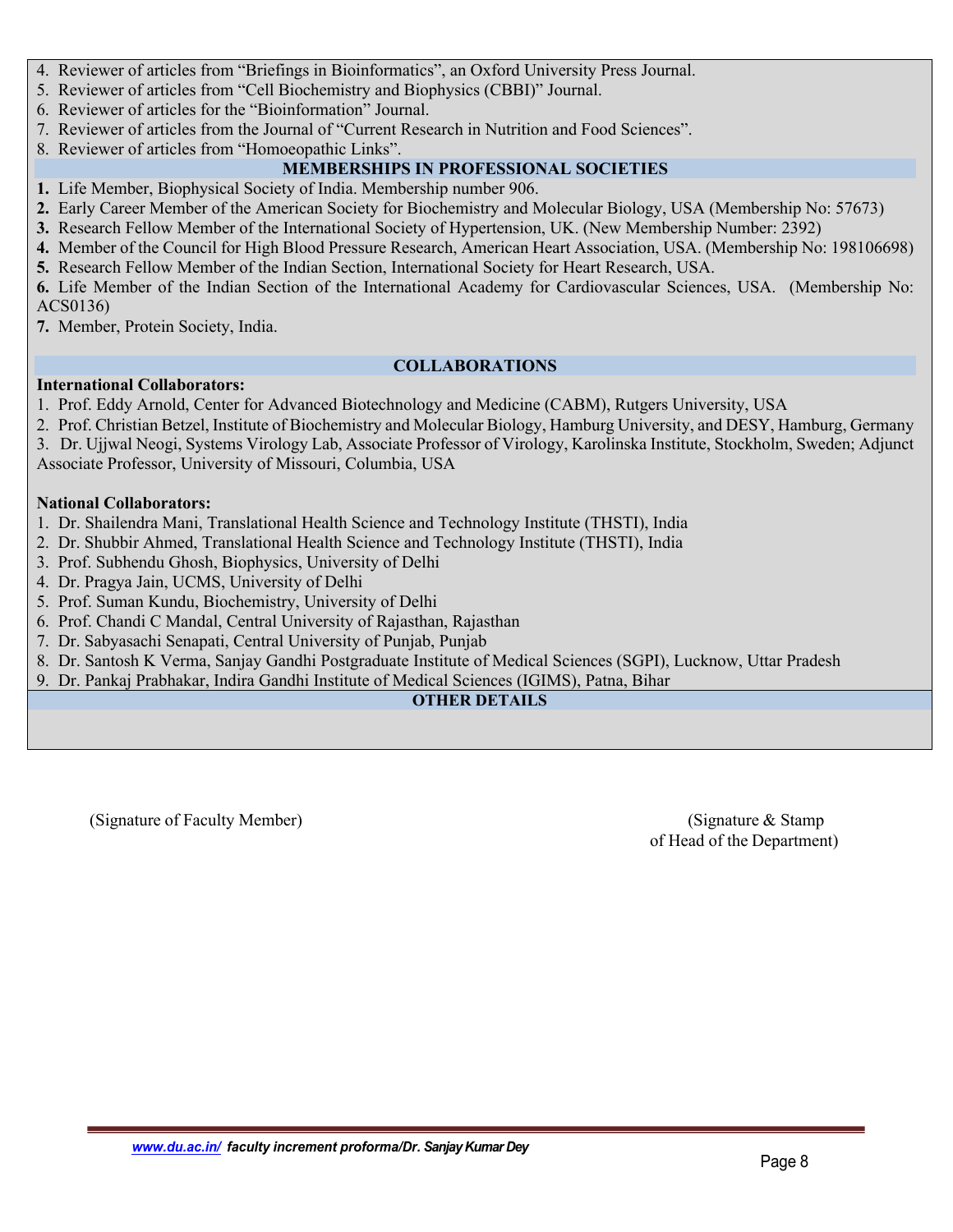4. Reviewer of articles from "Briefings in Bioinformatics", an Oxford University Press Journal.
5. Reviewer of articles from "Cell Biochemistry and Biophysics (CBBI)" Journal.
6. Reviewer of articles for the "Bioinformation" Journal.
7. Reviewer of articles from the Journal of "Current Research in Nutrition and Food Sciences".
8. Reviewer of articles from "Homoeopathic Links".

## MEMBERSHIPS IN PROFESSIONAL SOCIETIES

**1.** Life Member, Biophysical Society of India. Membership number 906.
**2.** Early Career Member of the American Society for Biochemistry and Molecular Biology, USA (Membership No: 57673)
**3.** Research Fellow Member of the International Society of Hypertension, UK. (New Membership Number: 2392)
**4.** Member of the Council for High Blood Pressure Research, American Heart Association, USA. (Membership No: 198106698)
**5.** Research Fellow Member of the Indian Section, International Society for Heart Research, USA.
**6.** Life Member of the Indian Section of the International Academy for Cardiovascular Sciences, USA. (Membership No: ACS0136)
**7.** Member, Protein Society, India.

## COLLABORATIONS

**International Collaborators:**

1. Prof. Eddy Arnold, Center for Advanced Biotechnology and Medicine (CABM), Rutgers University, USA
2. Prof. Christian Betzel, Institute of Biochemistry and Molecular Biology, Hamburg University, and DESY, Hamburg, Germany
3. Dr. Ujjwal Neogi, Systems Virology Lab, Associate Professor of Virology, Karolinska Institute, Stockholm, Sweden; Adjunct Associate Professor, University of Missouri, Columbia, USA

**National Collaborators:**

1. Dr. Shailendra Mani, Translational Health Science and Technology Institute (THSTI), India
2. Dr. Shubbir Ahmed, Translational Health Science and Technology Institute (THSTI), India
3. Prof. Subhendu Ghosh, Biophysics, University of Delhi
4. Dr. Pragya Jain, UCMS, University of Delhi
5. Prof. Suman Kundu, Biochemistry, University of Delhi
6. Prof. Chandi C Mandal, Central University of Rajasthan, Rajasthan
7. Dr. Sabyasachi Senapati, Central University of Punjab, Punjab
8. Dr. Santosh K Verma, Sanjay Gandhi Postgraduate Institute of Medical Sciences (SGPI), Lucknow, Uttar Pradesh
9. Dr. Pankaj Prabhakar, Indira Gandhi Institute of Medical Sciences (IGIMS), Patna, Bihar

## OTHER DETAILS

(Signature of Faculty Member)

(Signature & Stamp of Head of the Department)